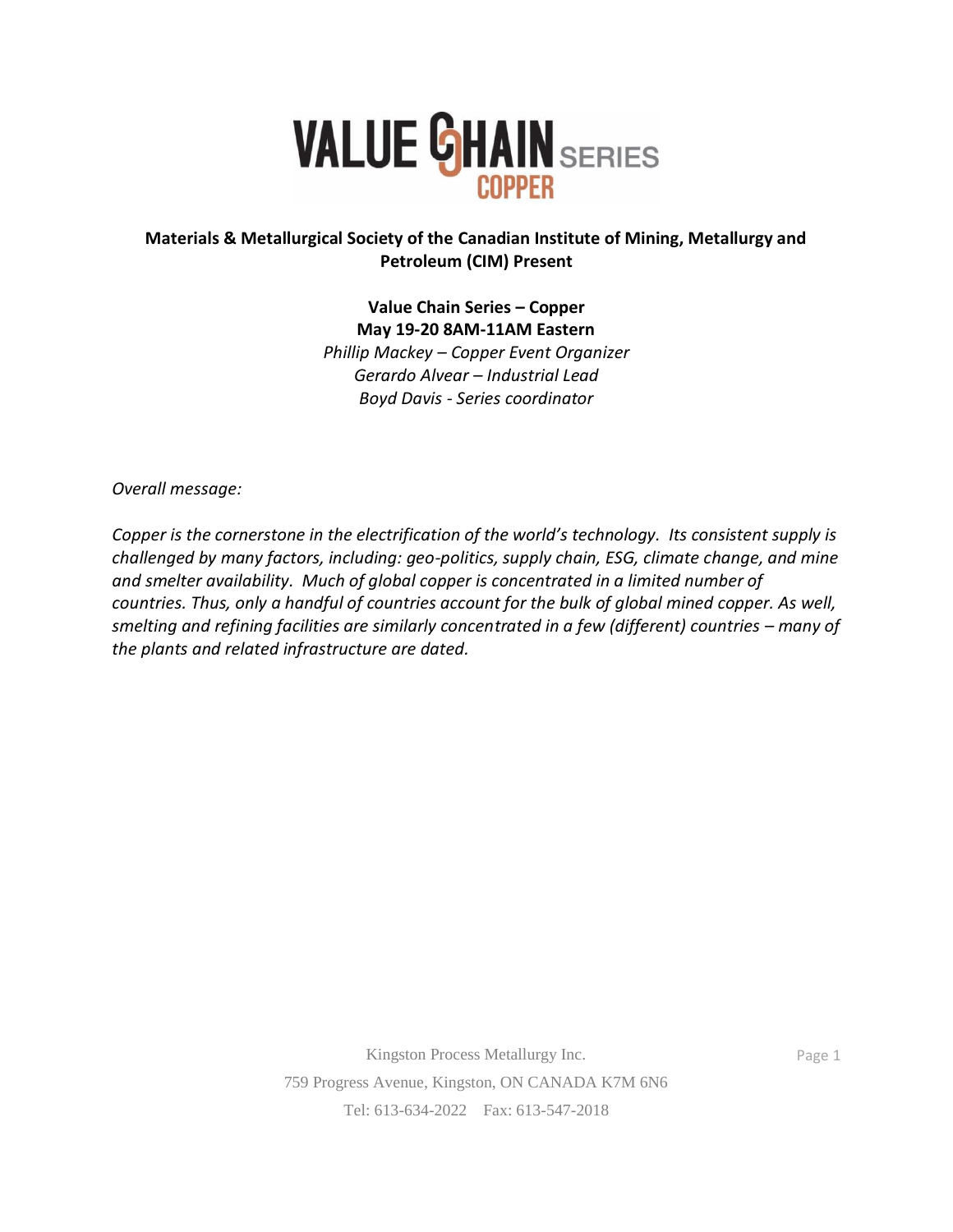# VALUE CHAIN SERIES COPPER

**Materials & Metallurgical Society of the Canadian Institute of Mining, Metallurgy and Petroleum (CIM) Present**

**Value Chain Series – Copper**
**May 19-20 8AM-11AM Eastern**
*Phillip Mackey – Copper Event Organizer*
*Gerardo Alvear – Industrial Lead*
*Boyd Davis - Series coordinator*

*Overall message:*

*Copper is the cornerstone in the electrification of the world's technology. Its consistent supply is challenged by many factors, including: geo-politics, supply chain, ESG, climate change, and mine and smelter availability. Much of global copper is concentrated in a limited number of countries. Thus, only a handful of countries account for the bulk of global mined copper. As well, smelting and refining facilities are similarly concentrated in a few (different) countries – many of the plants and related infrastructure are dated.*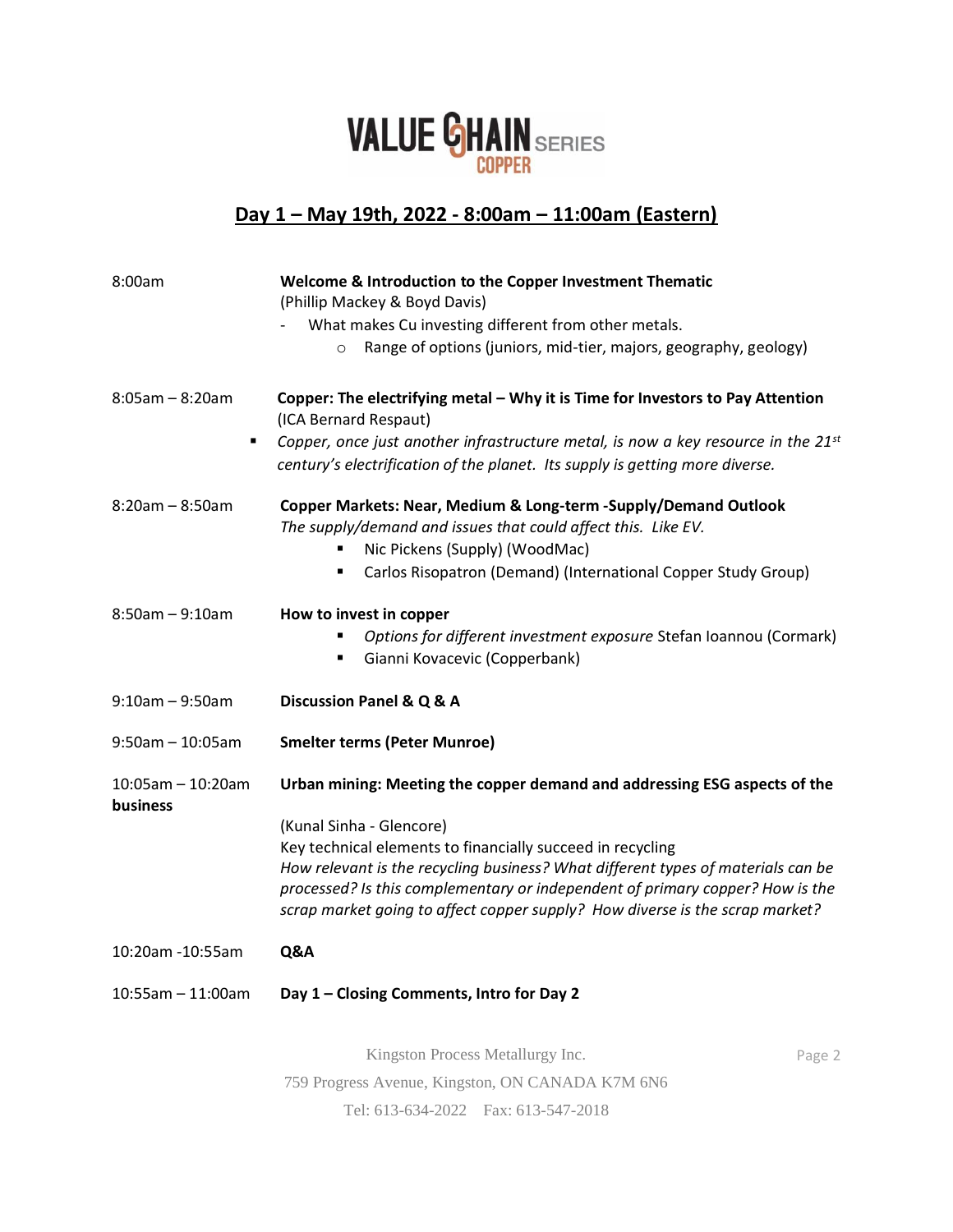VALUE CHAIN SERIES COPPER

## Day 1 – May 19th, 2022 - 8:00am – 11:00am (Eastern)

**8:00am** — **Welcome & Introduction to the Copper Investment Thematic**
(Phillip Mackey & Boyd Davis)
- What makes Cu investing different from other metals.
  - Range of options (juniors, mid-tier, majors, geography, geology)

**8:05am – 8:20am** — **Copper: The electrifying metal – Why it is Time for Investors to Pay Attention**
(ICA Bernard Respaut)
- *Copper, once just another infrastructure metal, is now a key resource in the 21st century's electrification of the planet. Its supply is getting more diverse.*

**8:20am – 8:50am** — **Copper Markets: Near, Medium & Long-term -Supply/Demand Outlook**
*The supply/demand and issues that could affect this. Like EV.*
- Nic Pickens (Supply) (WoodMac)
- Carlos Risopatron (Demand) (International Copper Study Group)

**8:50am – 9:10am** — **How to invest in copper**
- *Options for different investment exposure* Stefan Ioannou (Cormark)
- Gianni Kovacevic (Copperbank)

**9:10am – 9:50am** — **Discussion Panel & Q & A**

**9:50am – 10:05am** — **Smelter terms (Peter Munroe)**

**10:05am – 10:20am** — **Urban mining: Meeting the copper demand and addressing ESG aspects of the business**

(Kunal Sinha - Glencore)
Key technical elements to financially succeed in recycling
*How relevant is the recycling business? What different types of materials can be processed? Is this complementary or independent of primary copper? How is the scrap market going to affect copper supply? How diverse is the scrap market?*

**10:20am -10:55am** — **Q&A**

**10:55am – 11:00am** — **Day 1 – Closing Comments, Intro for Day 2**

Kingston Process Metallurgy Inc.
759 Progress Avenue, Kingston, ON CANADA K7M 6N6
Tel: 613-634-2022 Fax: 613-547-2018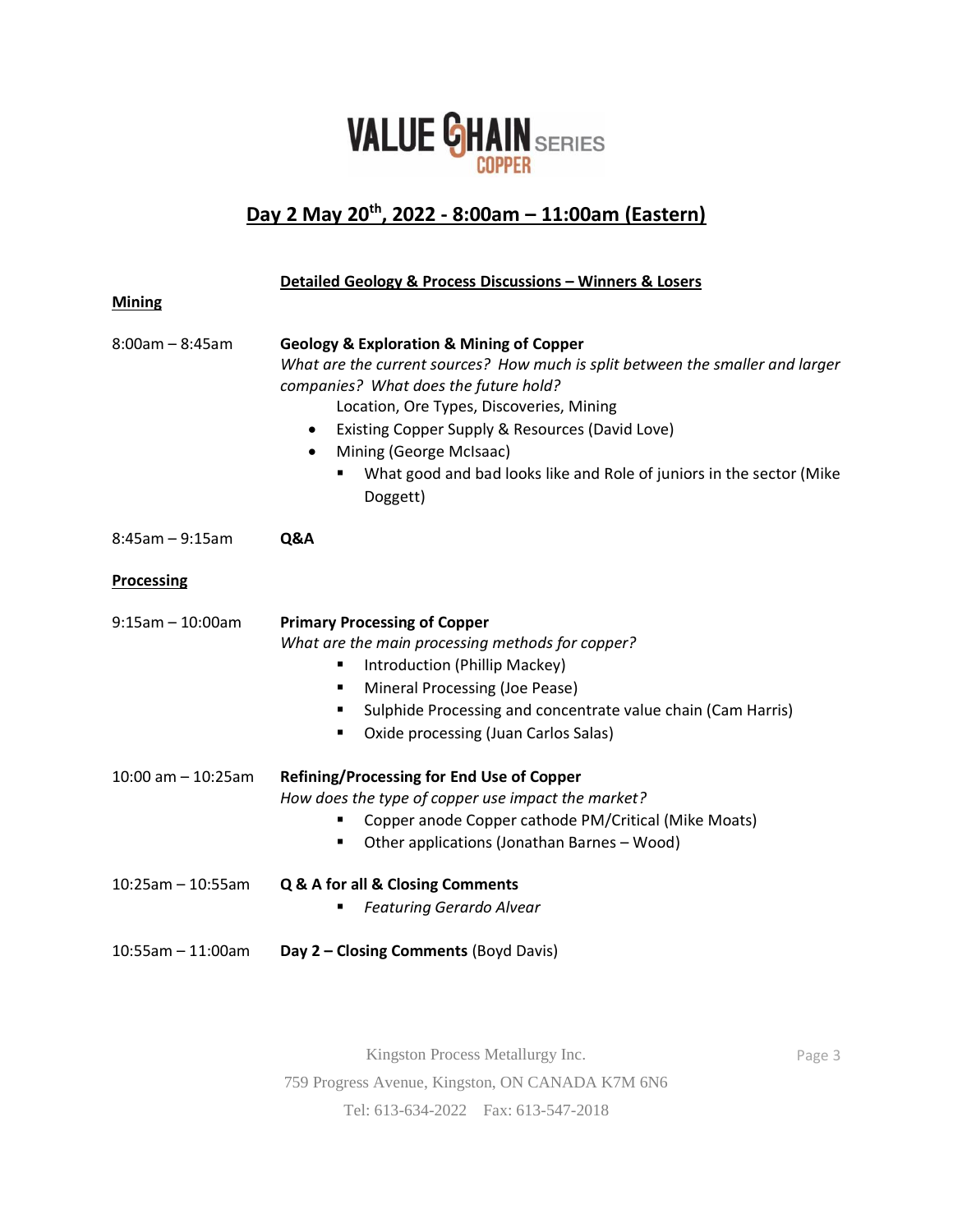# VALUE CHAIN SERIES COPPER

## Day 2 May 20th, 2022 - 8:00am – 11:00am (Eastern)

**Detailed Geology & Process Discussions – Winners & Losers**

**Mining**

8:00am – 8:45am **Geology & Exploration & Mining of Copper**

*What are the current sources? How much is split between the smaller and larger companies? What does the future hold?*

Location, Ore Types, Discoveries, Mining

- Existing Copper Supply & Resources (David Love)
- Mining (George McIsaac)
  - What good and bad looks like and Role of juniors in the sector (Mike Doggett)

8:45am – 9:15am **Q&A**

**Processing**

9:15am – 10:00am **Primary Processing of Copper**

*What are the main processing methods for copper?*

- Introduction (Phillip Mackey)
- Mineral Processing (Joe Pease)
- Sulphide Processing and concentrate value chain (Cam Harris)
- Oxide processing (Juan Carlos Salas)

10:00 am – 10:25am **Refining/Processing for End Use of Copper**

*How does the type of copper use impact the market?*

- Copper anode Copper cathode PM/Critical (Mike Moats)
- Other applications (Jonathan Barnes – Wood)

10:25am – 10:55am **Q & A for all & Closing Comments**

- *Featuring Gerardo Alvear*

10:55am – 11:00am **Day 2 – Closing Comments** (Boyd Davis)

Kingston Process Metallurgy Inc.
759 Progress Avenue, Kingston, ON CANADA K7M 6N6
Tel: 613-634-2022 Fax: 613-547-2018